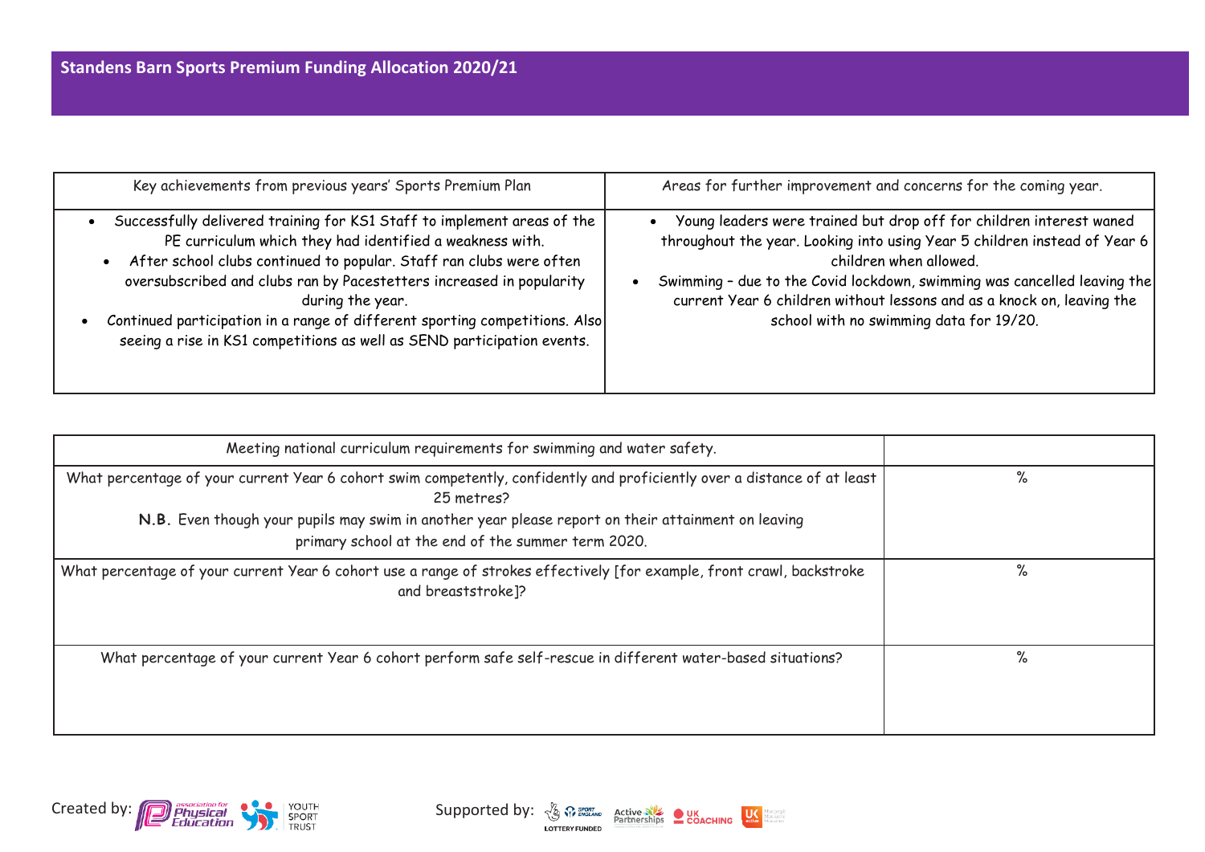# Standens Barn Sports Premium Funding Allocation 2020/21

| Key achievements from previous years' Sports Premium Plan | Areas for further improvement and concerns for the coming year. |
|---|---|
| • Successfully delivered training for KS1 Staff to implement areas of the PE curriculum which they had identified a weakness with.<br>• After school clubs continued to popular. Staff ran clubs were often oversubscribed and clubs ran by Pacestetters increased in popularity during the year.<br>• Continued participation in a range of different sporting competitions. Also seeing a rise in KS1 competitions as well as SEND participation events. | • Young leaders were trained but drop off for children interest waned throughout the year. Looking into using Year 5 children instead of Year 6 children when allowed.<br>• Swimming – due to the Covid lockdown, swimming was cancelled leaving the current Year 6 children without lessons and as a knock on, leaving the school with no swimming data for 19/20. |

| Meeting national curriculum requirements for swimming and water safety. | |
|---|---|
| What percentage of your current Year 6 cohort swim competently, confidently and proficiently over a distance of at least 25 metres?<br>**N.B.** Even though your pupils may swim in another year please report on their attainment on leaving primary school at the end of the summer term 2020. | % |
| What percentage of your current Year 6 cohort use a range of strokes effectively [for example, front crawl, backstroke and breaststroke]? | % |
| What percentage of your current Year 6 cohort perform safe self-rescue in different water-based situations? | % |

Created by: association for Physical Education, Youth Sport Trust

Supported by: Sport England, Lottery Funded, Active Partnerships, UK Coaching, UK Active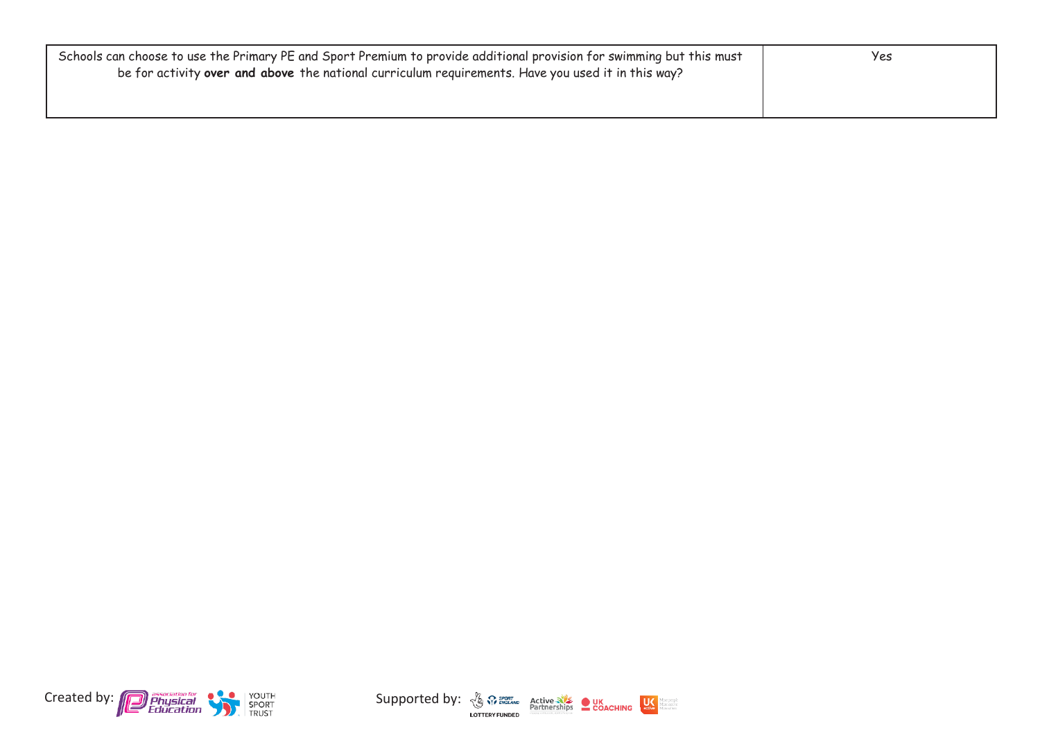| Schools can choose to use the Primary PE and Sport Premium to provide additional provision for swimming but this must be for activity **over and above** the national curriculum requirements. Have you used it in this way? | Yes |
| --- | --- |

Created by: Supported by: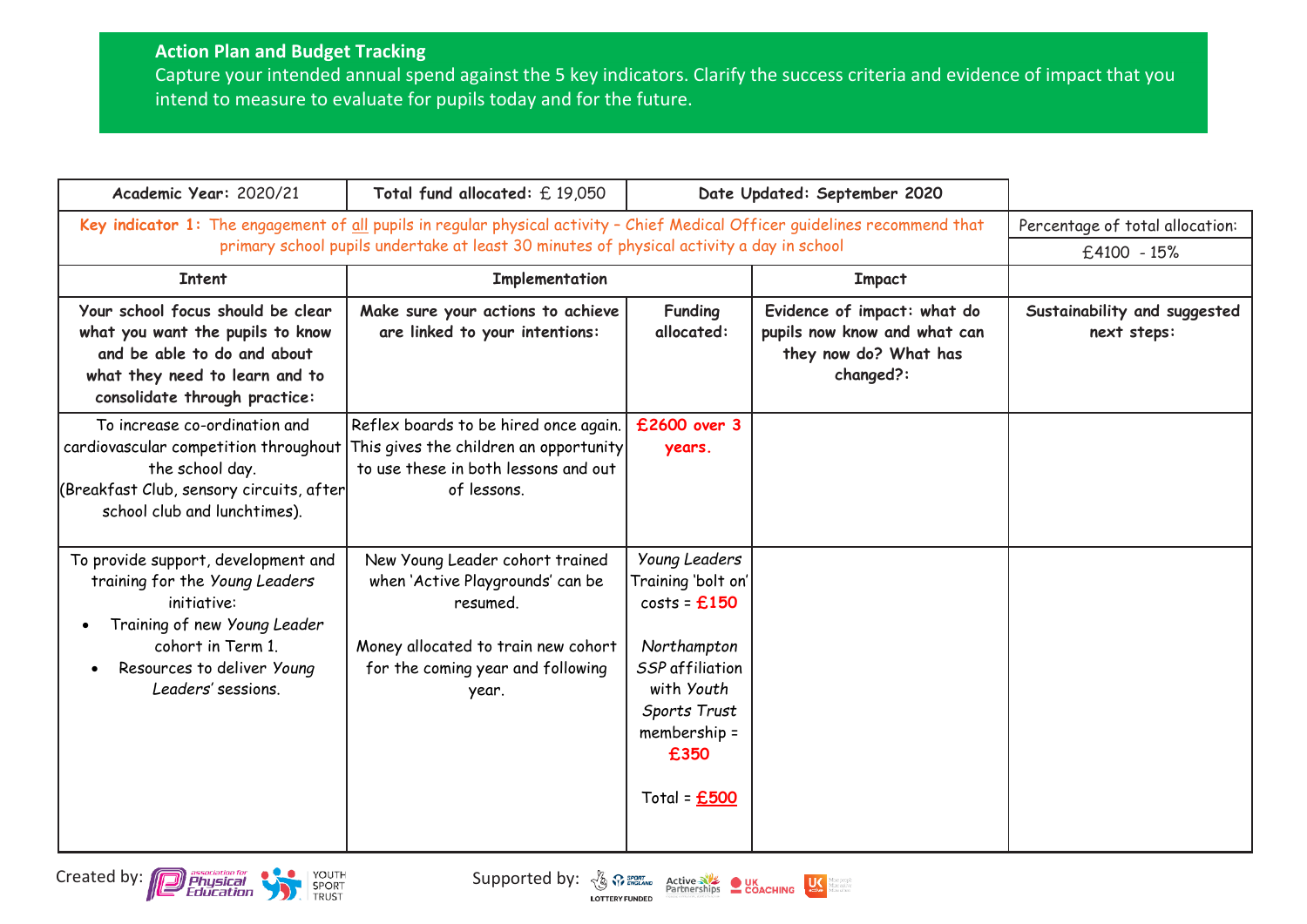**Action Plan and Budget Tracking**

Capture your intended annual spend against the 5 key indicators. Clarify the success criteria and evidence of impact that you intend to measure to evaluate for pupils today and for the future.

| Academic Year: 2020/21 | Total fund allocated: £ 19,050 | Date Updated: September 2020 | | |
|---|---|---|---|---|
| Key indicator 1: The engagement of all pupils in regular physical activity – Chief Medical Officer guidelines recommend that primary school pupils undertake at least 30 minutes of physical activity a day in school | | | | Percentage of total allocation: £4100 - 15% |
| Intent | Implementation | | Impact | |
| Your school focus should be clear what you want the pupils to know and be able to do and about what they need to learn and to consolidate through practice: | Make sure your actions to achieve are linked to your intentions: | Funding allocated: | Evidence of impact: what do pupils now know and what can they now do? What has changed?: | Sustainability and suggested next steps: |
| To increase co-ordination and cardiovascular competition throughout the school day. (Breakfast Club, sensory circuits, after school club and lunchtimes). | Reflex boards to be hired once again. This gives the children an opportunity to use these in both lessons and out of lessons. | **£2600 over 3 years.** | | |
| To provide support, development and training for the *Young Leaders* initiative:<br>• Training of new *Young Leader* cohort in Term 1.<br>• Resources to deliver *Young Leaders'* sessions. | New Young Leader cohort trained when 'Active Playgrounds' can be resumed.<br><br>Money allocated to train new cohort for the coming year and following year. | *Young Leaders* Training 'bolt on' costs = **£150**<br><br>*Northampton SSP* affiliation with *Youth Sports Trust* membership = **£350**<br><br>Total = **£500** | | |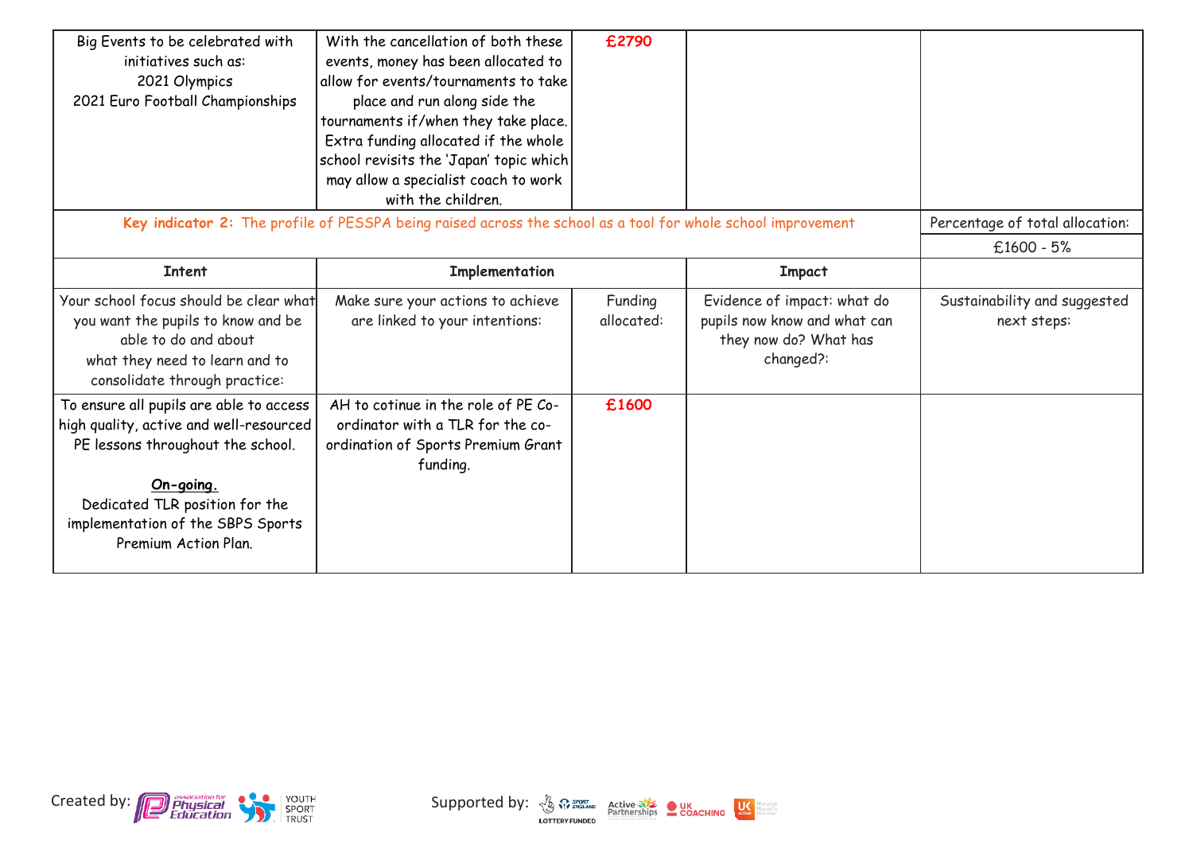| | | | | |
|---|---|---|---|---|
| Big Events to be celebrated with initiatives such as:<br>2021 Olympics<br>2021 Euro Football Championships | With the cancellation of both these events, money has been allocated to allow for events/tournaments to take place and run along side the tournaments if/when they take place. Extra funding allocated if the whole school revisits the 'Japan' topic which may allow a specialist coach to work with the children. | **£2790** | | |
| **Key indicator 2:** The profile of PESSPA being raised across the school as a tool for whole school improvement | | | | Percentage of total allocation:<br>£1600 - 5% |
| **Intent** | **Implementation** | | **Impact** | |
| Your school focus should be clear what you want the pupils to know and be able to do and about what they need to learn and to consolidate through practice: | Make sure your actions to achieve are linked to your intentions: | Funding allocated: | Evidence of impact: what do pupils now know and what can they now do? What has changed?: | Sustainability and suggested next steps: |
| To ensure all pupils are able to access high quality, active and well-resourced PE lessons throughout the school.<br><br>**On-going.**<br>Dedicated TLR position for the implementation of the SBPS Sports Premium Action Plan. | AH to cotinue in the role of PE Co-ordinator with a TLR for the co-ordination of Sports Premium Grant funding. | **£1600** | | |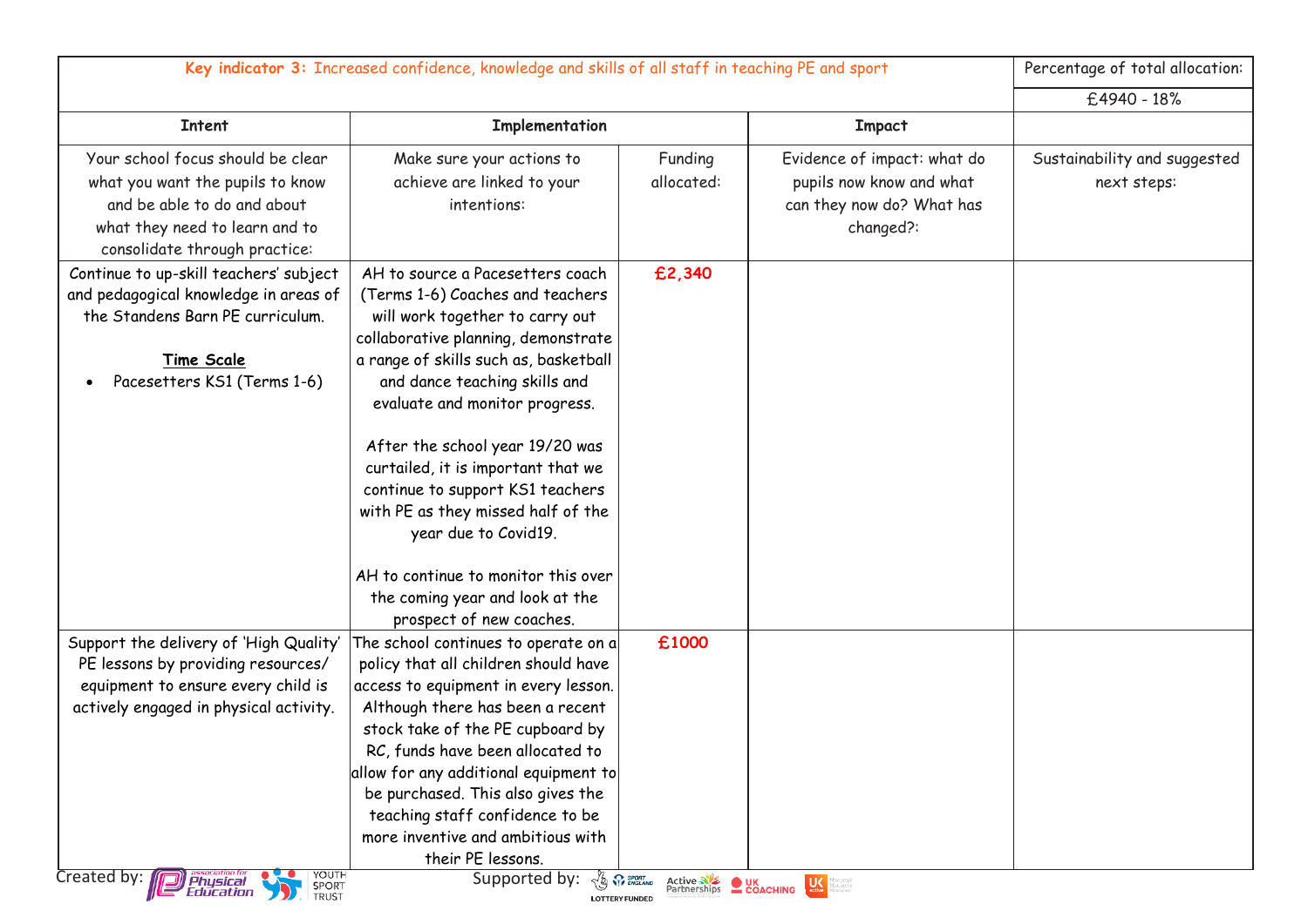| **Key indicator 3:** Increased confidence, knowledge and skills of all staff in teaching PE and sport | | | | Percentage of total allocation: |
|---|---|---|---|---|
| | | | | £4940 - 18% |
| **Intent** | **Implementation** | | **Impact** | |
| Your school focus should be clear what you want the pupils to know and be able to do and about what they need to learn and to consolidate through practice: | Make sure your actions to achieve are linked to your intentions: | Funding allocated: | Evidence of impact: what do pupils now know and what can they now do? What has changed?: | Sustainability and suggested next steps: |
| Continue to up-skill teachers' subject and pedagogical knowledge in areas of the Standens Barn PE curriculum.<br><br>**Time Scale**<br>• Pacesetters KS1 (Terms 1-6) | AH to source a Pacesetters coach (Terms 1-6) Coaches and teachers will work together to carry out collaborative planning, demonstrate a range of skills such as, basketball and dance teaching skills and evaluate and monitor progress.<br><br>After the school year 19/20 was curtailed, it is important that we continue to support KS1 teachers with PE as they missed half of the year due to Covid19.<br><br>AH to continue to monitor this over the coming year and look at the prospect of new coaches. | **£2,340** | | |
| Support the delivery of 'High Quality' PE lessons by providing resources/ equipment to ensure every child is actively engaged in physical activity. | The school continues to operate on a policy that all children should have access to equipment in every lesson. Although there has been a recent stock take of the PE cupboard by RC, funds have been allocated to allow for any additional equipment to be purchased. This also gives the teaching staff confidence to be more inventive and ambitious with their PE lessons. | **£1000** | | |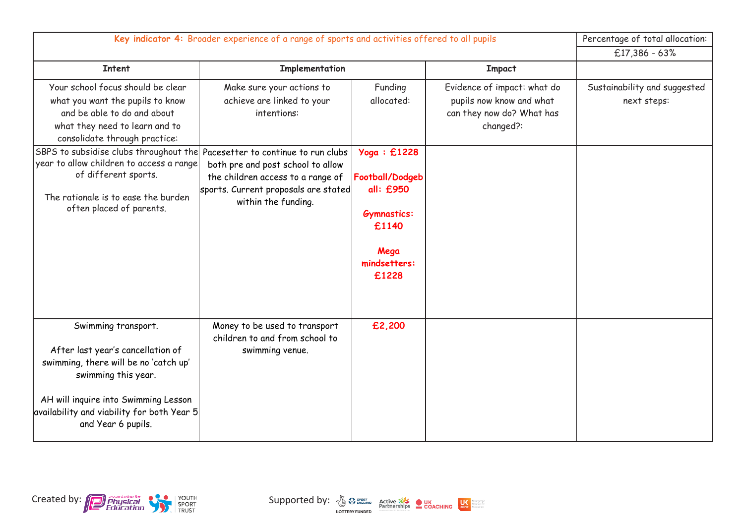| **Key indicator 4:** Broader experience of a range of sports and activities offered to all pupils | | | | Percentage of total allocation: |
|---|---|---|---|---|
| | | | | £17,386 - 63% |
| **Intent** | **Implementation** | | **Impact** | |
| Your school focus should be clear what you want the pupils to know and be able to do and about what they need to learn and to consolidate through practice: | Make sure your actions to achieve are linked to your intentions: | Funding allocated: | Evidence of impact: what do pupils now know and what can they now do? What has changed?: | Sustainability and suggested next steps: |
| SBPS to subsidise clubs throughout the year to allow children to access a range of different sports.<br><br>The rationale is to ease the burden often placed of parents. | Pacesetter to continue to run clubs both pre and post school to allow the children access to a range of sports. Current proposals are stated within the funding. | **Yoga : £1228**<br><br>**Football/Dodgeball: £950**<br><br>**Gymnastics: £1140**<br><br>**Mega mindsetters: £1228** | | |
| Swimming transport.<br><br>After last year's cancellation of swimming, there will be no 'catch up' swimming this year.<br><br>AH will inquire into Swimming Lesson availability and viability for both Year 5 and Year 6 pupils. | Money to be used to transport children to and from school to swimming venue. | **£2,200** | | |

Created by: Association for Physical Education, Youth Sport Trust

Supported by: Sport England, Lottery Funded, Active Partnerships, UK Coaching, UK Active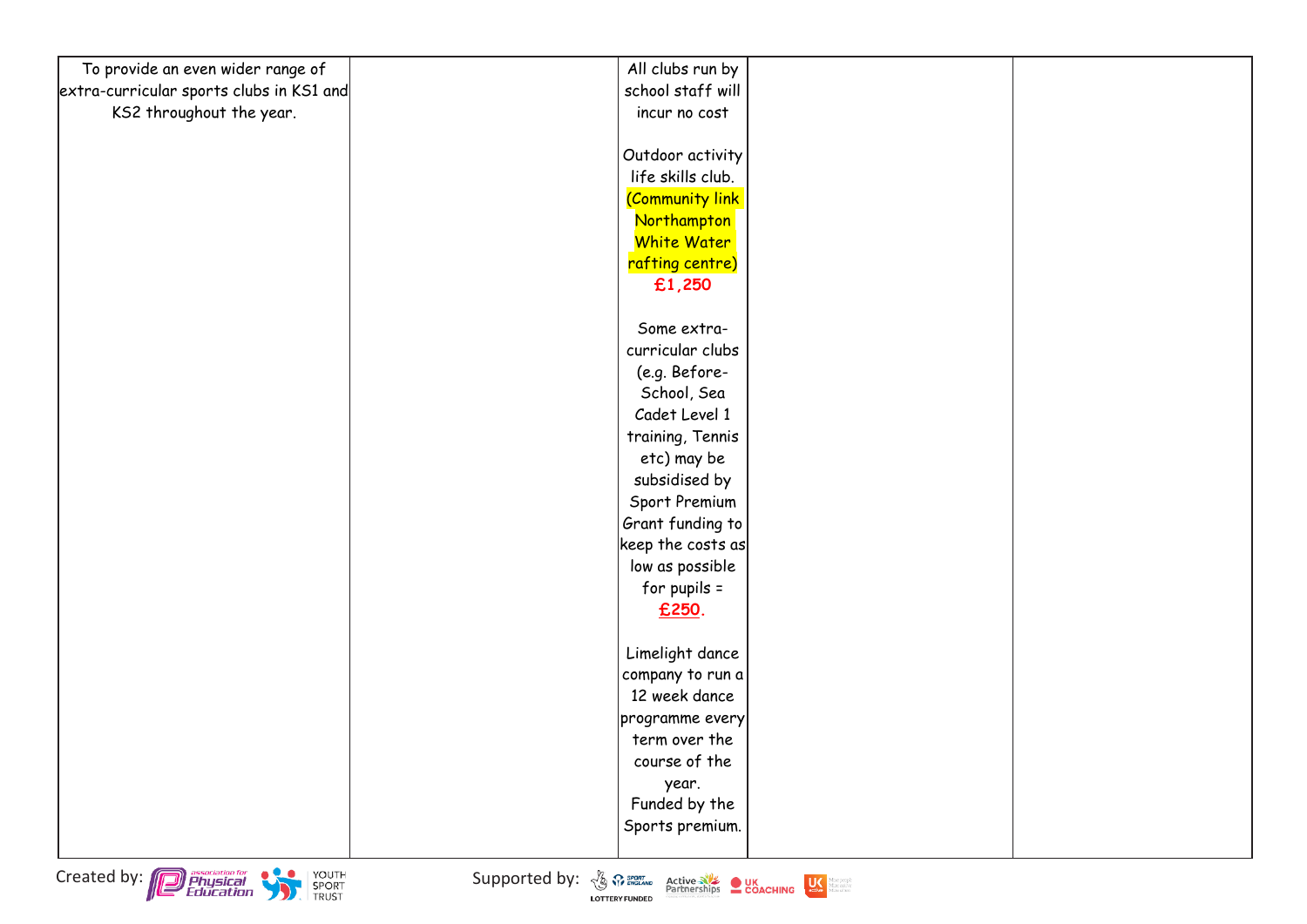| | | | | |
|---|---|---|---|---|
| To provide an even wider range of extra-curricular sports clubs in KS1 and KS2 throughout the year. | | All clubs run by school staff will incur no cost<br><br>Outdoor activity life skills club. (Community link Northampton White Water rafting centre) **£1,250**<br><br>Some extra-curricular clubs (e.g. Before-School, Sea Cadet Level 1 training, Tennis etc) may be subsidised by Sport Premium Grant funding to keep the costs as low as possible for pupils = **£250**.<br><br>Limelight dance company to run a 12 week dance programme every term over the course of the year. Funded by the Sports premium. | | |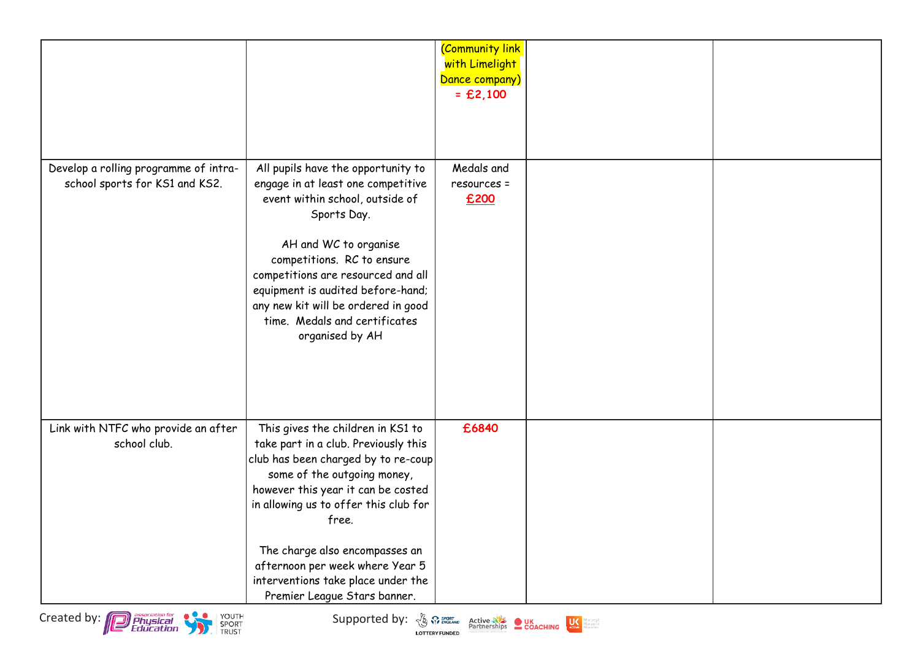| | | | | |
|---|---|---|---|---|
| | | (Community link with Limelight Dance company) = £2,100 | | |
| Develop a rolling programme of intra-school sports for KS1 and KS2. | All pupils have the opportunity to engage in at least one competitive event within school, outside of Sports Day.<br><br>AH and WC to organise competitions. RC to ensure competitions are resourced and all equipment is audited before-hand; any new kit will be ordered in good time. Medals and certificates organised by AH | Medals and resources = **£200** | | |
| Link with NTFC who provide an after school club. | This gives the children in KS1 to take part in a club. Previously this club has been charged by to re-coup some of the outgoing money, however this year it can be costed in allowing us to offer this club for free.<br><br>The charge also encompasses an afternoon per week where Year 5 interventions take place under the Premier League Stars banner. | **£6840** | | |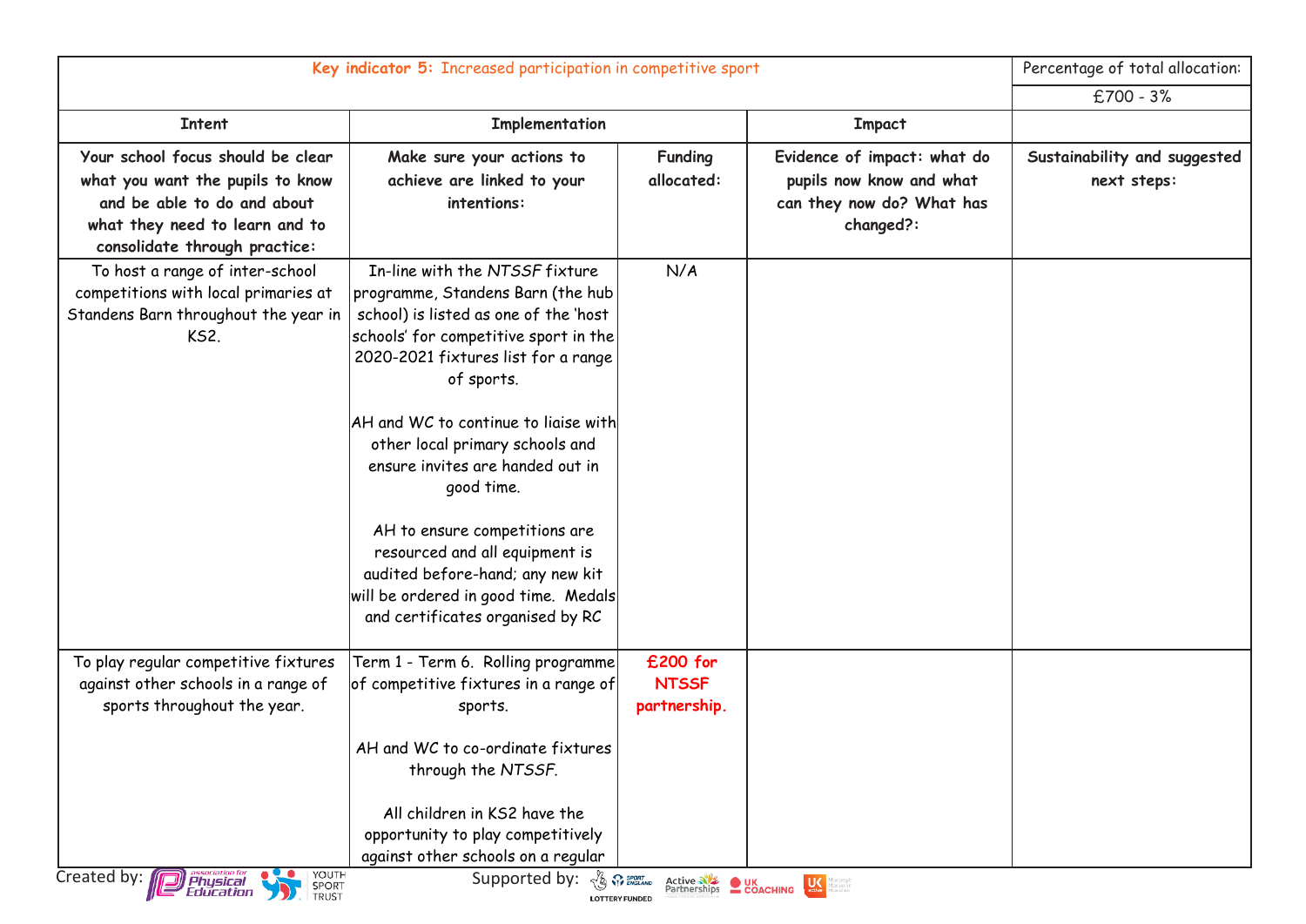| **Key indicator 5:** Increased participation in competitive sport | | | | Percentage of total allocation: |
|---|---|---|---|---|
| | | | | £700 - 3% |
| **Intent** | **Implementation** | | **Impact** | |
| **Your school focus should be clear what you want the pupils to know and be able to do and about what they need to learn and to consolidate through practice:** | **Make sure your actions to achieve are linked to your intentions:** | **Funding allocated:** | **Evidence of impact: what do pupils now know and what can they now do? What has changed?:** | **Sustainability and suggested next steps:** |
| To host a range of inter-school competitions with local primaries at Standens Barn throughout the year in KS2. | In-line with the *NTSSF* fixture programme, Standens Barn (the hub school) is listed as one of the 'host schools' for competitive sport in the 2020-2021 fixtures list for a range of sports.<br><br>AH and WC to continue to liaise with other local primary schools and ensure invites are handed out in good time.<br><br>AH to ensure competitions are resourced and all equipment is audited before-hand; any new kit will be ordered in good time. Medals and certificates organised by RC | N/A | | |
| To play regular competitive fixtures against other schools in a range of sports throughout the year. | Term 1 - Term 6. Rolling programme of competitive fixtures in a range of sports.<br><br>AH and WC to co-ordinate fixtures through the *NTSSF*.<br><br>All children in KS2 have the opportunity to play competitively against other schools on a regular | **£200 for NTSSF partnership.** | | |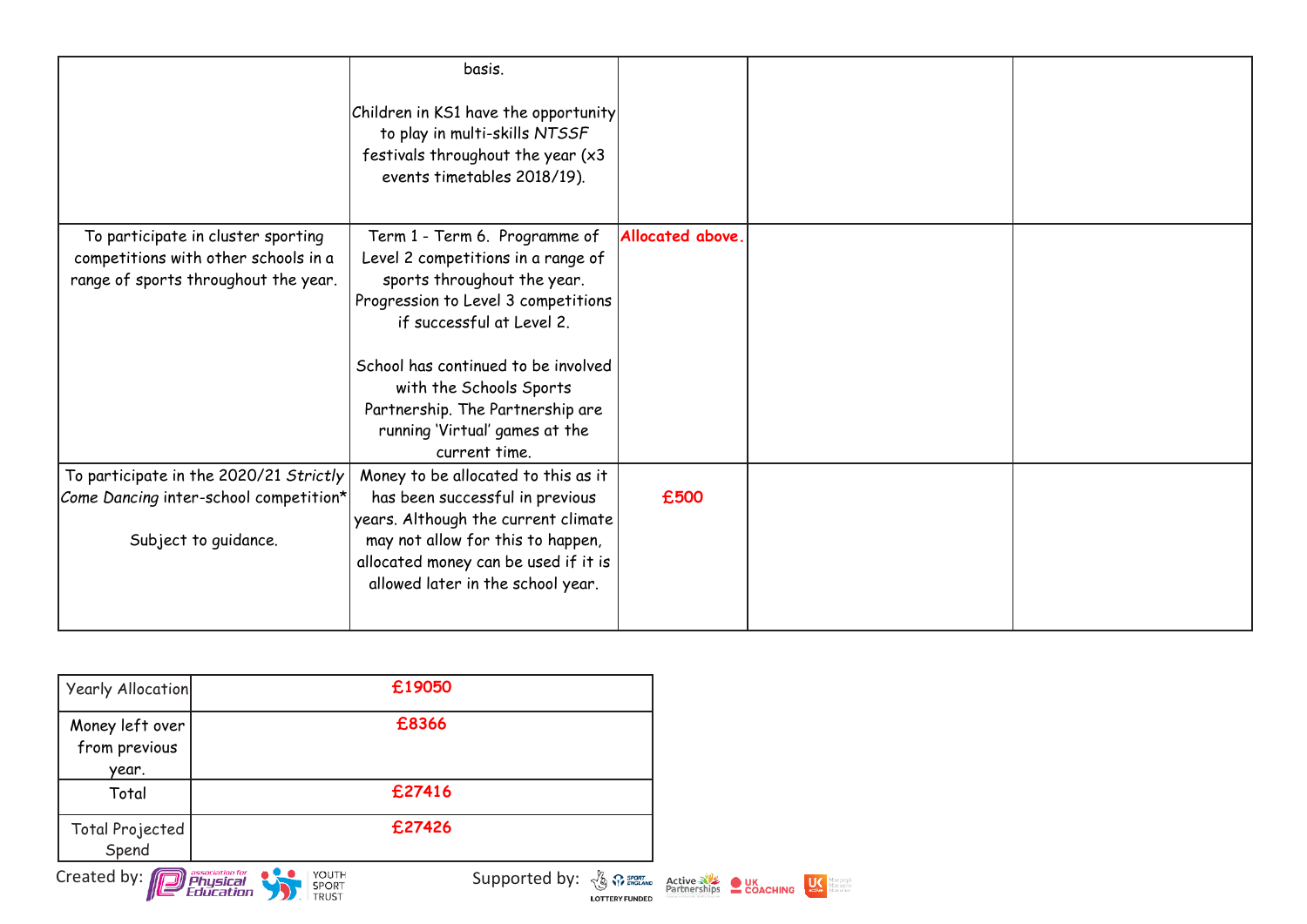| | | | | |
|---|---|---|---|---|
| | basis.<br><br>Children in KS1 have the opportunity to play in multi-skills *NTSSF* festivals throughout the year (x3 events timetables 2018/19). | | | |
| To participate in cluster sporting competitions with other schools in a range of sports throughout the year. | Term 1 - Term 6. Programme of Level 2 competitions in a range of sports throughout the year. Progression to Level 3 competitions if successful at Level 2.<br><br>School has continued to be involved with the Schools Sports Partnership. The Partnership are running 'Virtual' games at the current time. | **Allocated above.** | | |
| To participate in the 2020/21 *Strictly Come Dancing* inter-school competition*<br><br>Subject to guidance. | Money to be allocated to this as it has been successful in previous years. Although the current climate may not allow for this to happen, allocated money can be used if it is allowed later in the school year. | **£500** | | |

| | |
|---|---|
| Yearly Allocation | **£19050** |
| Money left over from previous year. | **£8366** |
| Total | **£27416** |
| Total Projected Spend | **£27426** |

Created by: association for Physical Education, Youth Sport Trust

Supported by: Lottery Funded, Sport England, Active Partnerships, UK Coaching, UK Active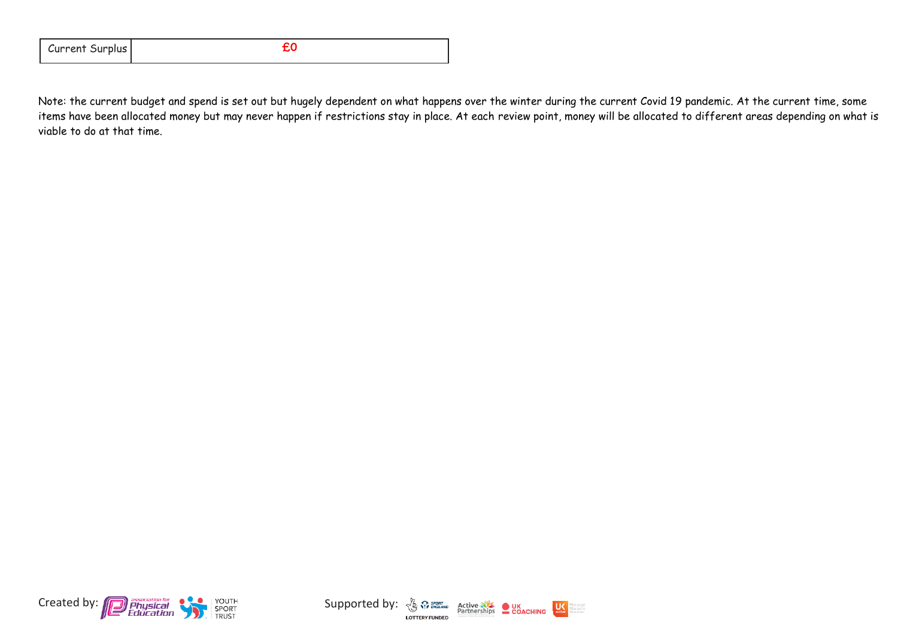| | |
|---|---|
| Current Surplus | **£0** |

Note: the current budget and spend is set out but hugely dependent on what happens over the winter during the current Covid 19 pandemic. At the current time, some items have been allocated money but may never happen if restrictions stay in place. At each review point, money will be allocated to different areas depending on what is viable to do at that time.